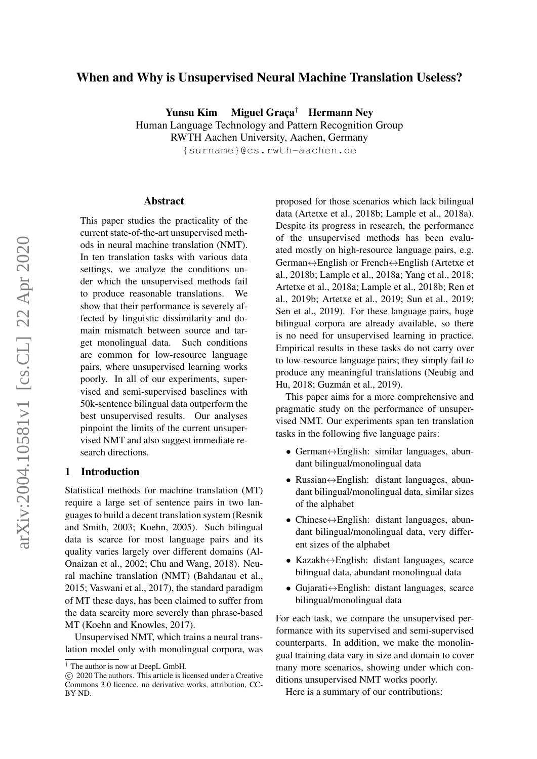# When and Why is Unsupervised Neural Machine Translation Useless?

**Yunsu Kim    Miguel Graça[†]    Hermann Ney**

Human Language Technology and Pattern Recognition Group
RWTH Aachen University, Aachen, Germany
{surname}@cs.rwth-aachen.de

## Abstract

This paper studies the practicality of the current state-of-the-art unsupervised methods in neural machine translation (NMT). In ten translation tasks with various data settings, we analyze the conditions under which the unsupervised methods fail to produce reasonable translations. We show that their performance is severely affected by linguistic dissimilarity and domain mismatch between source and target monolingual data. Such conditions are common for low-resource language pairs, where unsupervised learning works poorly. In all of our experiments, supervised and semi-supervised baselines with 50k-sentence bilingual data outperform the best unsupervised results. Our analyses pinpoint the limits of the current unsupervised NMT and also suggest immediate research directions.

## 1 Introduction

Statistical methods for machine translation (MT) require a large set of sentence pairs in two languages to build a decent translation system (Resnik and Smith, 2003; Koehn, 2005). Such bilingual data is scarce for most language pairs and its quality varies largely over different domains (Al-Onaizan et al., 2002; Chu and Wang, 2018). Neural machine translation (NMT) (Bahdanau et al., 2015; Vaswani et al., 2017), the standard paradigm of MT these days, has been claimed to suffer from the data scarcity more severely than phrase-based MT (Koehn and Knowles, 2017).

Unsupervised NMT, which trains a neural translation model only with monolingual corpora, was proposed for those scenarios which lack bilingual data (Artetxe et al., 2018b; Lample et al., 2018a). Despite its progress in research, the performance of the unsupervised methods has been evaluated mostly on high-resource language pairs, e.g. German↔English or French↔English (Artetxe et al., 2018b; Lample et al., 2018a; Yang et al., 2018; Artetxe et al., 2018a; Lample et al., 2018b; Ren et al., 2019b; Artetxe et al., 2019; Sun et al., 2019; Sen et al., 2019). For these language pairs, huge bilingual corpora are already available, so there is no need for unsupervised learning in practice. Empirical results in these tasks do not carry over to low-resource language pairs; they simply fail to produce any meaningful translations (Neubig and Hu, 2018; Guzmán et al., 2019).

This paper aims for a more comprehensive and pragmatic study on the performance of unsupervised NMT. Our experiments span ten translation tasks in the following five language pairs:

- German↔English: similar languages, abundant bilingual/monolingual data
- Russian↔English: distant languages, abundant bilingual/monolingual data, similar sizes of the alphabet
- Chinese↔English: distant languages, abundant bilingual/monolingual data, very different sizes of the alphabet
- Kazakh↔English: distant languages, scarce bilingual data, abundant monolingual data
- Gujarati↔English: distant languages, scarce bilingual/monolingual data

For each task, we compare the unsupervised performance with its supervised and semi-supervised counterparts. In addition, we make the monolingual training data vary in size and domain to cover many more scenarios, showing under which conditions unsupervised NMT works poorly.

Here is a summary of our contributions:

[†] The author is now at DeepL GmbH.

© 2020 The authors. This article is licensed under a Creative Commons 3.0 licence, no derivative works, attribution, CC-BY-ND.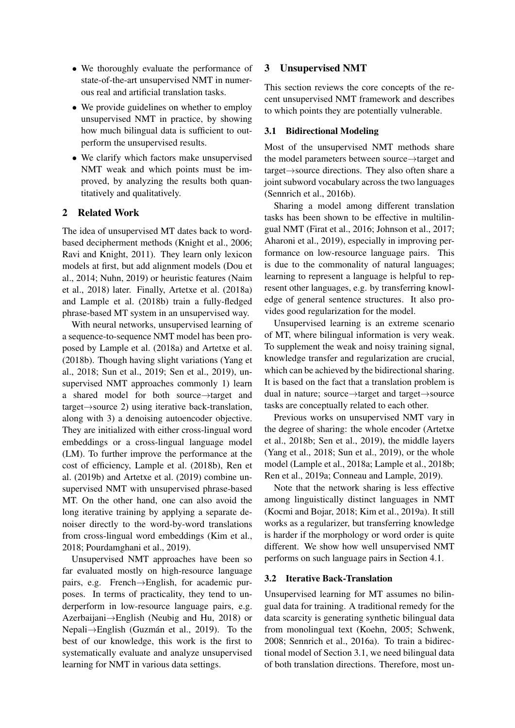- We thoroughly evaluate the performance of state-of-the-art unsupervised NMT in numerous real and artificial translation tasks.
- We provide guidelines on whether to employ unsupervised NMT in practice, by showing how much bilingual data is sufficient to outperform the unsupervised results.
- We clarify which factors make unsupervised NMT weak and which points must be improved, by analyzing the results both quantitatively and qualitatively.

## 2 Related Work

The idea of unsupervised MT dates back to word-based decipherment methods (Knight et al., 2006; Ravi and Knight, 2011). They learn only lexicon models at first, but add alignment models (Dou et al., 2014; Nuhn, 2019) or heuristic features (Naim et al., 2018) later. Finally, Artetxe et al. (2018a) and Lample et al. (2018b) train a fully-fledged phrase-based MT system in an unsupervised way.

With neural networks, unsupervised learning of a sequence-to-sequence NMT model has been proposed by Lample et al. (2018a) and Artetxe et al. (2018b). Though having slight variations (Yang et al., 2018; Sun et al., 2019; Sen et al., 2019), unsupervised NMT approaches commonly 1) learn a shared model for both source→target and target→source 2) using iterative back-translation, along with 3) a denoising autoencoder objective. They are initialized with either cross-lingual word embeddings or a cross-lingual language model (LM). To further improve the performance at the cost of efficiency, Lample et al. (2018b), Ren et al. (2019b) and Artetxe et al. (2019) combine unsupervised NMT with unsupervised phrase-based MT. On the other hand, one can also avoid the long iterative training by applying a separate denoiser directly to the word-by-word translations from cross-lingual word embeddings (Kim et al., 2018; Pourdamghani et al., 2019).

Unsupervised NMT approaches have been so far evaluated mostly on high-resource language pairs, e.g. French→English, for academic purposes. In terms of practicality, they tend to underperform in low-resource language pairs, e.g. Azerbaijani→English (Neubig and Hu, 2018) or Nepali→English (Guzmán et al., 2019). To the best of our knowledge, this work is the first to systematically evaluate and analyze unsupervised learning for NMT in various data settings.

## 3 Unsupervised NMT

This section reviews the core concepts of the recent unsupervised NMT framework and describes to which points they are potentially vulnerable.

### 3.1 Bidirectional Modeling

Most of the unsupervised NMT methods share the model parameters between source→target and target→source directions. They also often share a joint subword vocabulary across the two languages (Sennrich et al., 2016b).

Sharing a model among different translation tasks has been shown to be effective in multilingual NMT (Firat et al., 2016; Johnson et al., 2017; Aharoni et al., 2019), especially in improving performance on low-resource language pairs. This is due to the commonality of natural languages; learning to represent a language is helpful to represent other languages, e.g. by transferring knowledge of general sentence structures. It also provides good regularization for the model.

Unsupervised learning is an extreme scenario of MT, where bilingual information is very weak. To supplement the weak and noisy training signal, knowledge transfer and regularization are crucial, which can be achieved by the bidirectional sharing. It is based on the fact that a translation problem is dual in nature; source→target and target→source tasks are conceptually related to each other.

Previous works on unsupervised NMT vary in the degree of sharing: the whole encoder (Artetxe et al., 2018b; Sen et al., 2019), the middle layers (Yang et al., 2018; Sun et al., 2019), or the whole model (Lample et al., 2018a; Lample et al., 2018b; Ren et al., 2019a; Conneau and Lample, 2019).

Note that the network sharing is less effective among linguistically distinct languages in NMT (Kocmi and Bojar, 2018; Kim et al., 2019a). It still works as a regularizer, but transferring knowledge is harder if the morphology or word order is quite different. We show how well unsupervised NMT performs on such language pairs in Section 4.1.

### 3.2 Iterative Back-Translation

Unsupervised learning for MT assumes no bilingual data for training. A traditional remedy for the data scarcity is generating synthetic bilingual data from monolingual text (Koehn, 2005; Schwenk, 2008; Sennrich et al., 2016a). To train a bidirectional model of Section 3.1, we need bilingual data of both translation directions. Therefore, most un-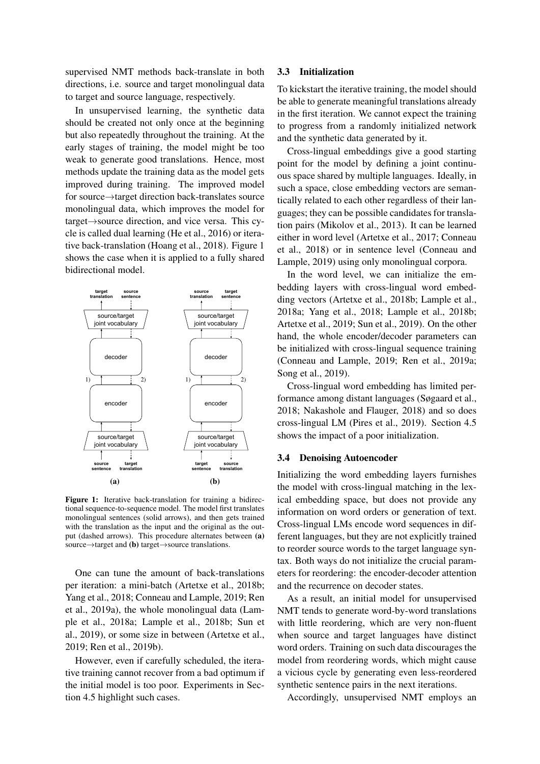supervised NMT methods back-translate in both directions, i.e. source and target monolingual data to target and source language, respectively.

In unsupervised learning, the synthetic data should be created not only once at the beginning but also repeatedly throughout the training. At the early stages of training, the model might be too weak to generate good translations. Hence, most methods update the training data as the model gets improved during training. The improved model for source→target direction back-translates source monolingual data, which improves the model for target→source direction, and vice versa. This cycle is called dual learning (He et al., 2016) or iterative back-translation (Hoang et al., 2018). Figure 1 shows the case when it is applied to a fully shared bidirectional model.

**Figure 1:** Iterative back-translation for training a bidirectional sequence-to-sequence model. The model first translates monolingual sentences (solid arrows), and then gets trained with the translation as the input and the original as the output (dashed arrows). This procedure alternates between **(a)** source→target and **(b)** target→source translations.

One can tune the amount of back-translations per iteration: a mini-batch (Artetxe et al., 2018b; Yang et al., 2018; Conneau and Lample, 2019; Ren et al., 2019a), the whole monolingual data (Lample et al., 2018a; Lample et al., 2018b; Sun et al., 2019), or some size in between (Artetxe et al., 2019; Ren et al., 2019b).

However, even if carefully scheduled, the iterative training cannot recover from a bad optimum if the initial model is too poor. Experiments in Section 4.5 highlight such cases.

### 3.3 Initialization

To kickstart the iterative training, the model should be able to generate meaningful translations already in the first iteration. We cannot expect the training to progress from a randomly initialized network and the synthetic data generated by it.

Cross-lingual embeddings give a good starting point for the model by defining a joint continuous space shared by multiple languages. Ideally, in such a space, close embedding vectors are semantically related to each other regardless of their languages; they can be possible candidates for translation pairs (Mikolov et al., 2013). It can be learned either in word level (Artetxe et al., 2017; Conneau et al., 2018) or in sentence level (Conneau and Lample, 2019) using only monolingual corpora.

In the word level, we can initialize the embedding layers with cross-lingual word embedding vectors (Artetxe et al., 2018b; Lample et al., 2018a; Yang et al., 2018; Lample et al., 2018b; Artetxe et al., 2019; Sun et al., 2019). On the other hand, the whole encoder/decoder parameters can be initialized with cross-lingual sequence training (Conneau and Lample, 2019; Ren et al., 2019a; Song et al., 2019).

Cross-lingual word embedding has limited performance among distant languages (Søgaard et al., 2018; Nakashole and Flauger, 2018) and so does cross-lingual LM (Pires et al., 2019). Section 4.5 shows the impact of a poor initialization.

### 3.4 Denoising Autoencoder

Initializing the word embedding layers furnishes the model with cross-lingual matching in the lexical embedding space, but does not provide any information on word orders or generation of text. Cross-lingual LMs encode word sequences in different languages, but they are not explicitly trained to reorder source words to the target language syntax. Both ways do not initialize the crucial parameters for reordering: the encoder-decoder attention and the recurrence on decoder states.

As a result, an initial model for unsupervised NMT tends to generate word-by-word translations with little reordering, which are very non-fluent when source and target languages have distinct word orders. Training on such data discourages the model from reordering words, which might cause a vicious cycle by generating even less-reordered synthetic sentence pairs in the next iterations.

Accordingly, unsupervised NMT employs an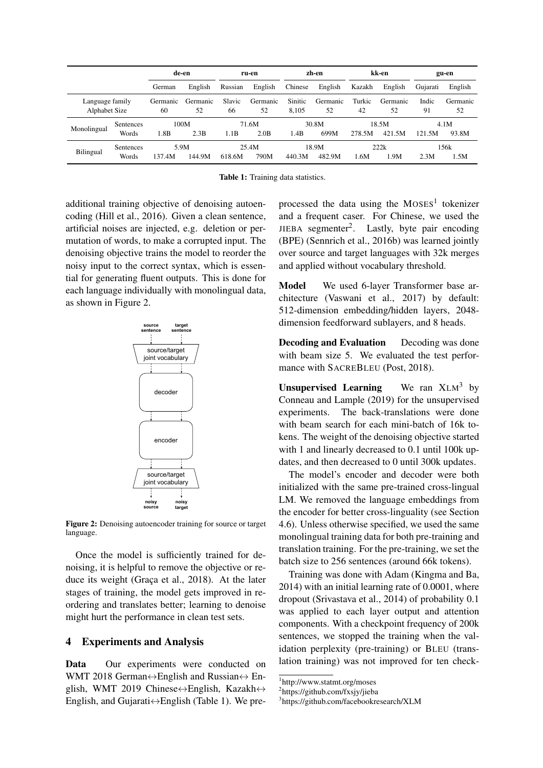| | | de-en | | ru-en | | zh-en | | kk-en | | gu-en | |
|---|---|---|---|---|---|---|---|---|---|---|---|
| | | German | English | Russian | English | Chinese | English | Kazakh | English | Gujarati | English |
| Language family | | Germanic | Germanic | Slavic | Germanic | Sinitic | Germanic | Turkic | Germanic | Indic | Germanic |
| Alphabet Size | | 60 | 52 | 66 | 52 | 8,105 | 52 | 42 | 52 | 91 | 52 |
| Monolingual | Sentences | 100M | | 71.6M | | 30.8M | | 18.5M | | 4.1M | |
| | Words | 1.8B | 2.3B | 1.1B | 2.0B | 1.4B | 699M | 278.5M | 421.5M | 121.5M | 93.8M |
| Bilingual | Sentences | 5.9M | | 25.4M | | 18.9M | | 222k | | 156k | |
| | Words | 137.4M | 144.9M | 618.6M | 790M | 440.3M | 482.9M | 1.6M | 1.9M | 2.3M | 1.5M |

**Table 1:** Training data statistics.

additional training objective of denoising autoencoding (Hill et al., 2016). Given a clean sentence, artificial noises are injected, e.g. deletion or permutation of words, to make a corrupted input. The denoising objective trains the model to reorder the noisy input to the correct syntax, which is essential for generating fluent outputs. This is done for each language individually with monolingual data, as shown in Figure 2.

**Figure 2:** Denoising autoencoder training for source or target language.

Once the model is sufficiently trained for denoising, it is helpful to remove the objective or reduce its weight (Graça et al., 2018). At the later stages of training, the model gets improved in reordering and translates better; learning to denoise might hurt the performance in clean test sets.

## 4 Experiments and Analysis

**Data** Our experiments were conducted on WMT 2018 German↔English and Russian↔ English, WMT 2019 Chinese↔English, Kazakh↔ English, and Gujarati↔English (Table 1). We preprocessed the data using the MOSES[1] tokenizer and a frequent caser. For Chinese, we used the JIEBA segmenter[2]. Lastly, byte pair encoding (BPE) (Sennrich et al., 2016b) was learned jointly over source and target languages with 32k merges and applied without vocabulary threshold.

**Model** We used 6-layer Transformer base architecture (Vaswani et al., 2017) by default: 512-dimension embedding/hidden layers, 2048-dimension feedforward sublayers, and 8 heads.

**Decoding and Evaluation** Decoding was done with beam size 5. We evaluated the test performance with SACREBLEU (Post, 2018).

**Unsupervised Learning** We ran XLM[3] by Conneau and Lample (2019) for the unsupervised experiments. The back-translations were done with beam search for each mini-batch of 16k tokens. The weight of the denoising objective started with 1 and linearly decreased to 0.1 until 100k updates, and then decreased to 0 until 300k updates.

The model's encoder and decoder were both initialized with the same pre-trained cross-lingual LM. We removed the language embeddings from the encoder for better cross-linguality (see Section 4.6). Unless otherwise specified, we used the same monolingual training data for both pre-training and translation training. For the pre-training, we set the batch size to 256 sentences (around 66k tokens).

Training was done with Adam (Kingma and Ba, 2014) with an initial learning rate of 0.0001, where dropout (Srivastava et al., 2014) of probability 0.1 was applied to each layer output and attention components. With a checkpoint frequency of 200k sentences, we stopped the training when the validation perplexity (pre-training) or BLEU (translation training) was not improved for ten check-

[1] http://www.statmt.org/moses

[2] https://github.com/fxsjy/jieba

[3] https://github.com/facebookresearch/XLM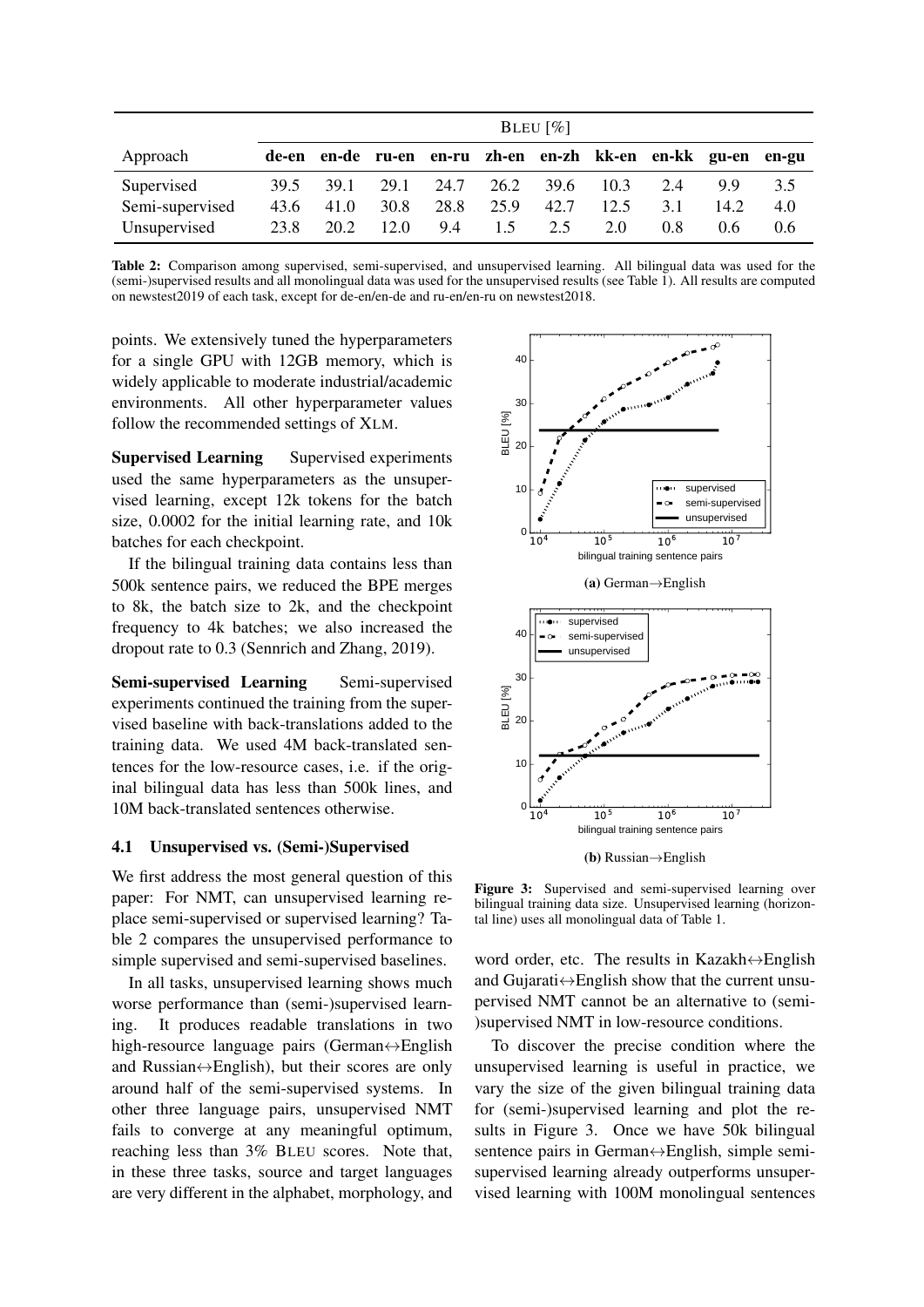| Approach | BLEU [%] | | | | | | | | | |
|---|---|---|---|---|---|---|---|---|---|---|
| | de-en | en-de | ru-en | en-ru | zh-en | en-zh | kk-en | en-kk | gu-en | en-gu |
| Supervised | 39.5 | 39.1 | 29.1 | 24.7 | 26.2 | 39.6 | 10.3 | 2.4 | 9.9 | 3.5 |
| Semi-supervised | 43.6 | 41.0 | 30.8 | 28.8 | 25.9 | 42.7 | 12.5 | 3.1 | 14.2 | 4.0 |
| Unsupervised | 23.8 | 20.2 | 12.0 | 9.4 | 1.5 | 2.5 | 2.0 | 0.8 | 0.6 | 0.6 |

**Table 2:** Comparison among supervised, semi-supervised, and unsupervised learning. All bilingual data was used for the (semi-)supervised results and all monolingual data was used for the unsupervised results (see Table 1). All results are computed on newstest2019 of each task, except for de-en/en-de and ru-en/en-ru on newstest2018.

points. We extensively tuned the hyperparameters for a single GPU with 12GB memory, which is widely applicable to moderate industrial/academic environments. All other hyperparameter values follow the recommended settings of XLM.

**Supervised Learning** Supervised experiments used the same hyperparameters as the unsupervised learning, except 12k tokens for the batch size, 0.0002 for the initial learning rate, and 10k batches for each checkpoint.

If the bilingual training data contains less than 500k sentence pairs, we reduced the BPE merges to 8k, the batch size to 2k, and the checkpoint frequency to 4k batches; we also increased the dropout rate to 0.3 (Sennrich and Zhang, 2019).

**Semi-supervised Learning** Semi-supervised experiments continued the training from the supervised baseline with back-translations added to the training data. We used 4M back-translated sentences for the low-resource cases, i.e. if the original bilingual data has less than 500k lines, and 10M back-translated sentences otherwise.

### 4.1 Unsupervised vs. (Semi-)Supervised

We first address the most general question of this paper: For NMT, can unsupervised learning replace semi-supervised or supervised learning? Table 2 compares the unsupervised performance to simple supervised and semi-supervised baselines.

In all tasks, unsupervised learning shows much worse performance than (semi-)supervised learning. It produces readable translations in two high-resource language pairs (German↔English and Russian↔English), but their scores are only around half of the semi-supervised systems. In other three language pairs, unsupervised NMT fails to converge at any meaningful optimum, reaching less than 3% BLEU scores. Note that, in these three tasks, source and target languages are very different in the alphabet, morphology, and word order, etc. The results in Kazakh↔English and Gujarati↔English show that the current unsupervised NMT cannot be an alternative to (semi-)supervised NMT in low-resource conditions.

(a) German→English

(b) Russian→English

**Figure 3:** Supervised and semi-supervised learning over bilingual training data size. Unsupervised learning (horizontal line) uses all monolingual data of Table 1.

To discover the precise condition where the unsupervised learning is useful in practice, we vary the size of the given bilingual training data for (semi-)supervised learning and plot the results in Figure 3. Once we have 50k bilingual sentence pairs in German↔English, simple semi-supervised learning already outperforms unsupervised learning with 100M monolingual sentences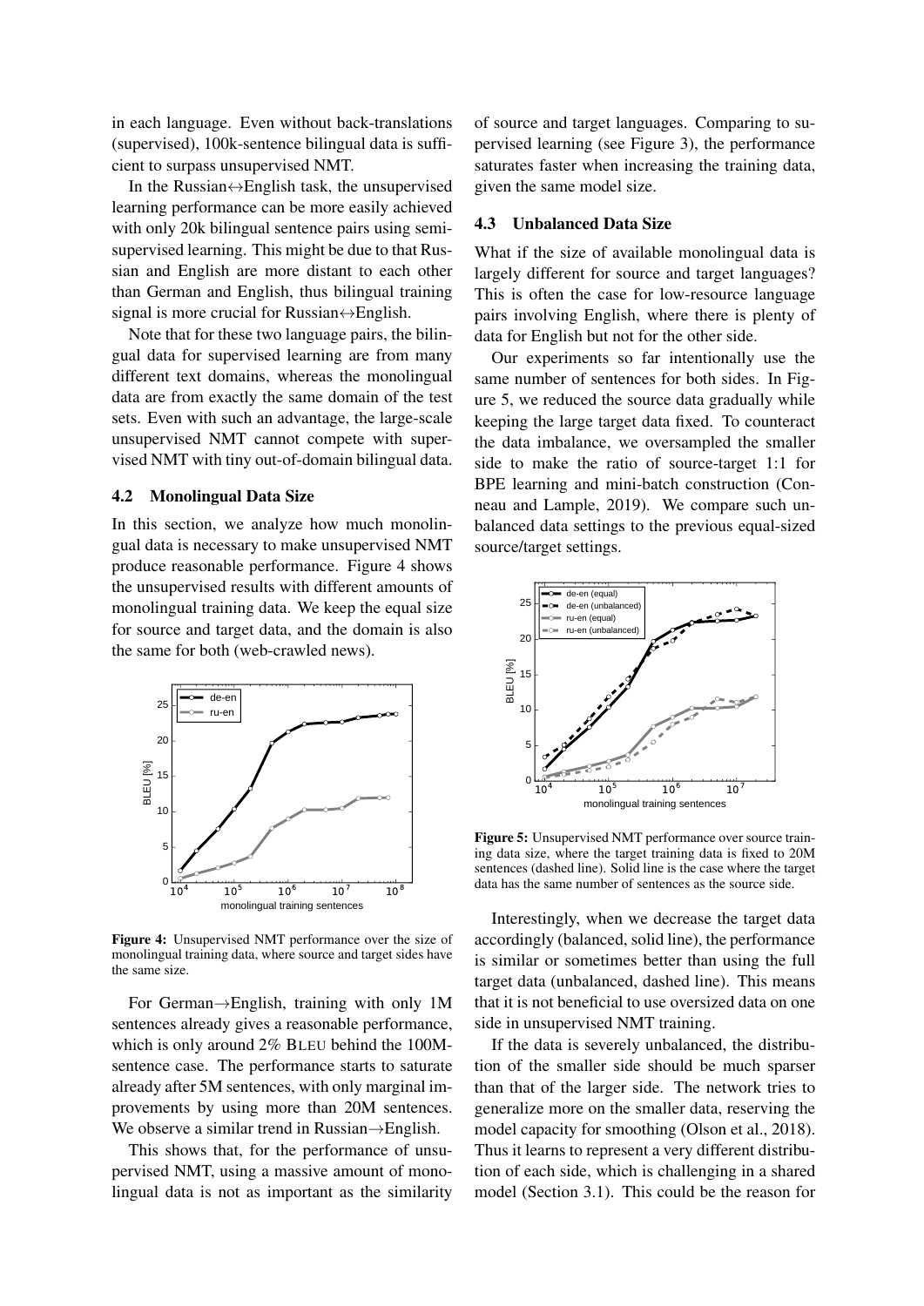in each language. Even without back-translations (supervised), 100k-sentence bilingual data is sufficient to surpass unsupervised NMT.

In the Russian↔English task, the unsupervised learning performance can be more easily achieved with only 20k bilingual sentence pairs using semi-supervised learning. This might be due to that Russian and English are more distant to each other than German and English, thus bilingual training signal is more crucial for Russian↔English.

Note that for these two language pairs, the bilingual data for supervised learning are from many different text domains, whereas the monolingual data are from exactly the same domain of the test sets. Even with such an advantage, the large-scale unsupervised NMT cannot compete with supervised NMT with tiny out-of-domain bilingual data.

### 4.2 Monolingual Data Size

In this section, we analyze how much monolingual data is necessary to make unsupervised NMT produce reasonable performance. Figure 4 shows the unsupervised results with different amounts of monolingual training data. We keep the equal size for source and target data, and the domain is also the same for both (web-crawled news).

**Figure 4:** Unsupervised NMT performance over the size of monolingual training data, where source and target sides have the same size.

For German→English, training with only 1M sentences already gives a reasonable performance, which is only around 2% BLEU behind the 100M-sentence case. The performance starts to saturate already after 5M sentences, with only marginal improvements by using more than 20M sentences. We observe a similar trend in Russian→English.

This shows that, for the performance of unsupervised NMT, using a massive amount of monolingual data is not as important as the similarity of source and target languages. Comparing to supervised learning (see Figure 3), the performance saturates faster when increasing the training data, given the same model size.

### 4.3 Unbalanced Data Size

What if the size of available monolingual data is largely different for source and target languages? This is often the case for low-resource language pairs involving English, where there is plenty of data for English but not for the other side.

Our experiments so far intentionally use the same number of sentences for both sides. In Figure 5, we reduced the source data gradually while keeping the large target data fixed. To counteract the data imbalance, we oversampled the smaller side to make the ratio of source-target 1:1 for BPE learning and mini-batch construction (Conneau and Lample, 2019). We compare such unbalanced data settings to the previous equal-sized source/target settings.

**Figure 5:** Unsupervised NMT performance over source training data size, where the target training data is fixed to 20M sentences (dashed line). Solid line is the case where the target data has the same number of sentences as the source side.

Interestingly, when we decrease the target data accordingly (balanced, solid line), the performance is similar or sometimes better than using the full target data (unbalanced, dashed line). This means that it is not beneficial to use oversized data on one side in unsupervised NMT training.

If the data is severely unbalanced, the distribution of the smaller side should be much sparser than that of the larger side. The network tries to generalize more on the smaller data, reserving the model capacity for smoothing (Olson et al., 2018). Thus it learns to represent a very different distribution of each side, which is challenging in a shared model (Section 3.1). This could be the reason for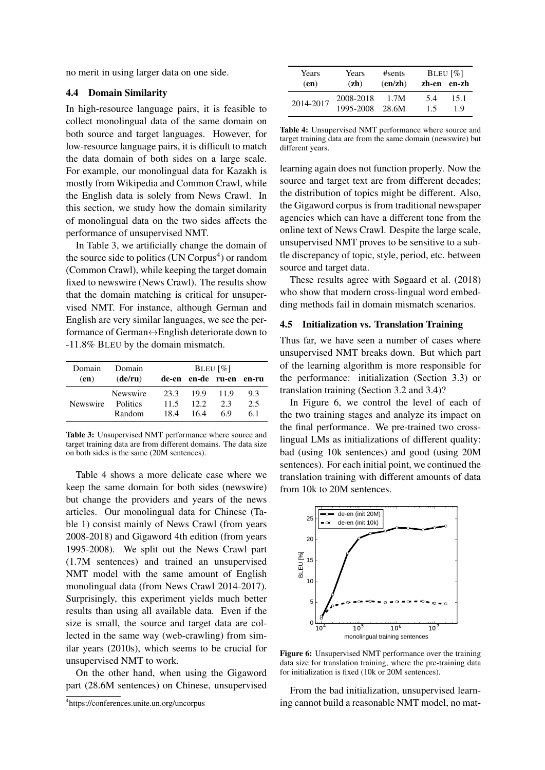no merit in using larger data on one side.

### 4.4 Domain Similarity

In high-resource language pairs, it is feasible to collect monolingual data of the same domain on both source and target languages. However, for low-resource language pairs, it is difficult to match the data domain of both sides on a large scale. For example, our monolingual data for Kazakh is mostly from Wikipedia and Common Crawl, while the English data is solely from News Crawl. In this section, we study how the domain similarity of monolingual data on the two sides affects the performance of unsupervised NMT.

In Table 3, we artificially change the domain of the source side to politics (UN Corpus[4]) or random (Common Crawl), while keeping the target domain fixed to newswire (News Crawl). The results show that the domain matching is critical for unsupervised NMT. For instance, although German and English are very similar languages, we see the performance of German↔English deteriorate down to -11.8% BLEU by the domain mismatch.

| Domain (en) | Domain (de/ru) | BLEU [%] | | | |
|---|---|---|---|---|---|
| | | de-en | en-de | ru-en | en-ru |
| Newswire | Newswire | 23.3 | 19.9 | 11.9 | 9.3 |
| | Politics | 11.5 | 12.2 | 2.3 | 2.5 |
| | Random | 18.4 | 16.4 | 6.9 | 6.1 |

**Table 3:** Unsupervised NMT performance where source and target training data are from different domains. The data size on both sides is the same (20M sentences).

Table 4 shows a more delicate case where we keep the same domain for both sides (newswire) but change the providers and years of the news articles. Our monolingual data for Chinese (Table 1) consist mainly of News Crawl (from years 2008-2018) and Gigaword 4th edition (from years 1995-2008). We split out the News Crawl part (1.7M sentences) and trained an unsupervised NMT model with the same amount of English monolingual data (from News Crawl 2014-2017). Surprisingly, this experiment yields much better results than using all available data. Even if the size is small, the source and target data are collected in the same way (web-crawling) from similar years (2010s), which seems to be crucial for unsupervised NMT to work.

On the other hand, when using the Gigaword part (28.6M sentences) on Chinese, unsupervised

| Years (en) | Years (zh) | #sents (en/zh) | BLEU [%] | |
|---|---|---|---|---|
| | | | zh-en | en-zh |
| 2014-2017 | 2008-2018 | 1.7M | 5.4 | 15.1 |
| | 1995-2008 | 28.6M | 1.5 | 1.9 |

**Table 4:** Unsupervised NMT performance where source and target training data are from the same domain (newswire) but different years.

learning again does not function properly. Now the source and target text are from different decades; the distribution of topics might be different. Also, the Gigaword corpus is from traditional newspaper agencies which can have a different tone from the online text of News Crawl. Despite the large scale, unsupervised NMT proves to be sensitive to a subtle discrepancy of topic, style, period, etc. between source and target data.

These results agree with Søgaard et al. (2018) who show that modern cross-lingual word embedding methods fail in domain mismatch scenarios.

### 4.5 Initialization vs. Translation Training

Thus far, we have seen a number of cases where unsupervised NMT breaks down. But which part of the learning algorithm is more responsible for the performance: initialization (Section 3.3) or translation training (Section 3.2 and 3.4)?

In Figure 6, we control the level of each of the two training stages and analyze its impact on the final performance. We pre-trained two cross-lingual LMs as initializations of different quality: bad (using 10k sentences) and good (using 20M sentences). For each initial point, we continued the translation training with different amounts of data from 10k to 20M sentences.

**Figure 6:** Unsupervised NMT performance over the training data size for translation training, where the pre-training data for initialization is fixed (10k or 20M sentences).

From the bad initialization, unsupervised learning cannot build a reasonable NMT model, no mat-

[4]https://conferences.unite.un.org/uncorpus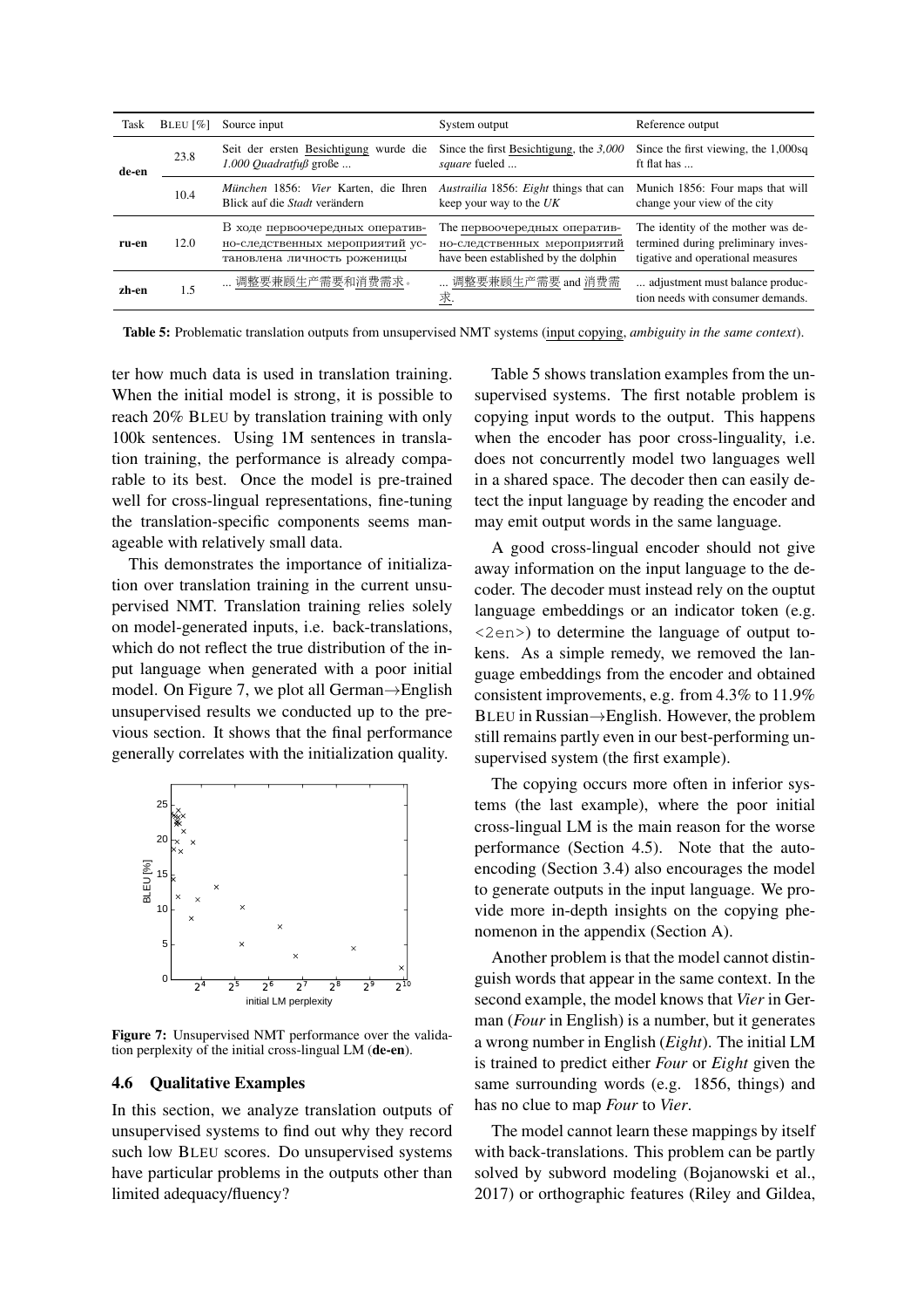| Task | BLEU [%] | Source input | System output | Reference output |
|---|---|---|---|---|
| de-en | 23.8 | Seit der ersten Besichtigung wurde die *1.000 Quadratfuß* große ... | Since the first Besichtigung, the *3,000 square* fueled ... | Since the first viewing, the 1,000sq ft flat has ... |
| | 10.4 | *München* 1856: *Vier* Karten, die Ihren Blick auf die *Stadt* verändern | *Austrailia* 1856: *Eight* things that can keep your way to the *UK* | Munich 1856: Four maps that will change your view of the city |
| ru-en | 12.0 | В ходе первоочередных оперативно-следственных мероприятий установлена личность роженицы | The первоочередных оперативно-следственных мероприятий have been established by the dolphin | The identity of the mother was determined during preliminary investigative and operational measures |
| zh-en | 1.5 | ... 调整要兼顾生产需要和消费需求。 | ... 调整要兼顾生产需要 and 消费需求. | ... adjustment must balance production needs with consumer demands. |

**Table 5:** Problematic translation outputs from unsupervised NMT systems (input copying, *ambiguity in the same context*).

ter how much data is used in translation training. When the initial model is strong, it is possible to reach 20% BLEU by translation training with only 100k sentences. Using 1M sentences in translation training, the performance is already comparable to its best. Once the model is pre-trained well for cross-lingual representations, fine-tuning the translation-specific components seems manageable with relatively small data.

This demonstrates the importance of initialization over translation training in the current unsupervised NMT. Translation training relies solely on model-generated inputs, i.e. back-translations, which do not reflect the true distribution of the input language when generated with a poor initial model. On Figure 7, we plot all German→English unsupervised results we conducted up to the previous section. It shows that the final performance generally correlates with the initialization quality.

**Figure 7:** Unsupervised NMT performance over the validation perplexity of the initial cross-lingual LM (**de-en**).

### 4.6 Qualitative Examples

In this section, we analyze translation outputs of unsupervised systems to find out why they record such low BLEU scores. Do unsupervised systems have particular problems in the outputs other than limited adequacy/fluency?

Table 5 shows translation examples from the unsupervised systems. The first notable problem is copying input words to the output. This happens when the encoder has poor cross-linguality, i.e. does not concurrently model two languages well in a shared space. The decoder then can easily detect the input language by reading the encoder and may emit output words in the same language.

A good cross-lingual encoder should not give away information on the input language to the decoder. The decoder must instead rely on the output language embeddings or an indicator token (e.g. <2en>) to determine the language of output tokens. As a simple remedy, we removed the language embeddings from the encoder and obtained consistent improvements, e.g. from 4.3% to 11.9% BLEU in Russian→English. However, the problem still remains partly even in our best-performing unsupervised system (the first example).

The copying occurs more often in inferior systems (the last example), where the poor initial cross-lingual LM is the main reason for the worse performance (Section 4.5). Note that the autoencoding (Section 3.4) also encourages the model to generate outputs in the input language. We provide more in-depth insights on the copying phenomenon in the appendix (Section A).

Another problem is that the model cannot distinguish words that appear in the same context. In the second example, the model knows that *Vier* in German (*Four* in English) is a number, but it generates a wrong number in English (*Eight*). The initial LM is trained to predict either *Four* or *Eight* given the same surrounding words (e.g. 1856, things) and has no clue to map *Four* to *Vier*.

The model cannot learn these mappings by itself with back-translations. This problem can be partly solved by subword modeling (Bojanowski et al., 2017) or orthographic features (Riley and Gildea,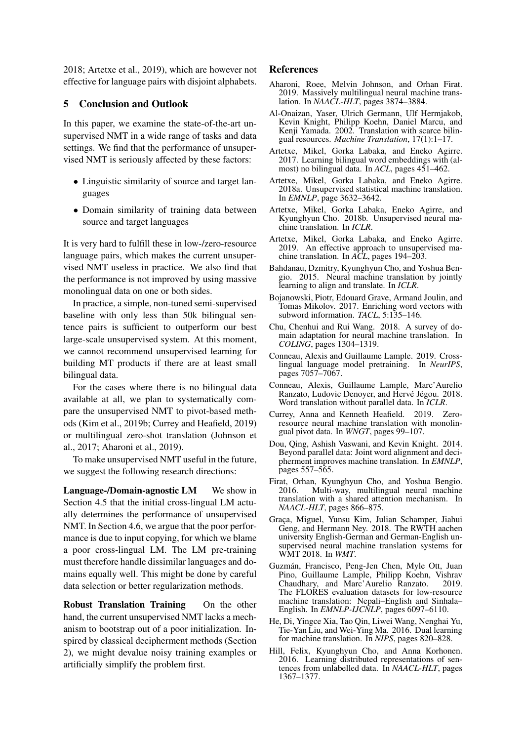2018; Artetxe et al., 2019), which are however not effective for language pairs with disjoint alphabets.

## 5 Conclusion and Outlook

In this paper, we examine the state-of-the-art unsupervised NMT in a wide range of tasks and data settings. We find that the performance of unsupervised NMT is seriously affected by these factors:

- Linguistic similarity of source and target languages
- Domain similarity of training data between source and target languages

It is very hard to fulfill these in low-/zero-resource language pairs, which makes the current unsupervised NMT useless in practice. We also find that the performance is not improved by using massive monolingual data on one or both sides.

In practice, a simple, non-tuned semi-supervised baseline with only less than 50k bilingual sentence pairs is sufficient to outperform our best large-scale unsupervised system. At this moment, we cannot recommend unsupervised learning for building MT products if there are at least small bilingual data.

For the cases where there is no bilingual data available at all, we plan to systematically compare the unsupervised NMT to pivot-based methods (Kim et al., 2019b; Currey and Heafield, 2019) or multilingual zero-shot translation (Johnson et al., 2017; Aharoni et al., 2019).

To make unsupervised NMT useful in the future, we suggest the following research directions:

**Language-/Domain-agnostic LM** We show in Section 4.5 that the initial cross-lingual LM actually determines the performance of unsupervised NMT. In Section 4.6, we argue that the poor performance is due to input copying, for which we blame a poor cross-lingual LM. The LM pre-training must therefore handle dissimilar languages and domains equally well. This might be done by careful data selection or better regularization methods.

**Robust Translation Training** On the other hand, the current unsupervised NMT lacks a mechanism to bootstrap out of a poor initialization. Inspired by classical decipherment methods (Section 2), we might devalue noisy training examples or artificially simplify the problem first.

## References

Aharoni, Roee, Melvin Johnson, and Orhan Firat. 2019. Massively multilingual neural machine translation. In *NAACL-HLT*, pages 3874–3884.

Al-Onaizan, Yaser, Ulrich Germann, Ulf Hermjakob, Kevin Knight, Philipp Koehn, Daniel Marcu, and Kenji Yamada. 2002. Translation with scarce bilingual resources. *Machine Translation*, 17(1):1–17.

Artetxe, Mikel, Gorka Labaka, and Eneko Agirre. 2017. Learning bilingual word embeddings with (almost) no bilingual data. In *ACL*, pages 451–462.

Artetxe, Mikel, Gorka Labaka, and Eneko Agirre. 2018a. Unsupervised statistical machine translation. In *EMNLP*, page 3632–3642.

Artetxe, Mikel, Gorka Labaka, Eneko Agirre, and Kyunghyun Cho. 2018b. Unsupervised neural machine translation. In *ICLR*.

Artetxe, Mikel, Gorka Labaka, and Eneko Agirre. 2019. An effective approach to unsupervised machine translation. In *ACL*, pages 194–203.

Bahdanau, Dzmitry, Kyunghyun Cho, and Yoshua Bengio. 2015. Neural machine translation by jointly learning to align and translate. In *ICLR*.

Bojanowski, Piotr, Edouard Grave, Armand Joulin, and Tomas Mikolov. 2017. Enriching word vectors with subword information. *TACL*, 5:135–146.

Chu, Chenhui and Rui Wang. 2018. A survey of domain adaptation for neural machine translation. In *COLING*, pages 1304–1319.

Conneau, Alexis and Guillaume Lample. 2019. Cross-lingual language model pretraining. In *NeurIPS*, pages 7057–7067.

Conneau, Alexis, Guillaume Lample, Marc'Aurelio Ranzato, Ludovic Denoyer, and Hervé Jégou. 2018. Word translation without parallel data. In *ICLR*.

Currey, Anna and Kenneth Heafield. 2019. Zero-resource neural machine translation with monolingual pivot data. In *WNGT*, pages 99–107.

Dou, Qing, Ashish Vaswani, and Kevin Knight. 2014. Beyond parallel data: Joint word alignment and decipherment improves machine translation. In *EMNLP*, pages 557–565.

Firat, Orhan, Kyunghyun Cho, and Yoshua Bengio. 2016. Multi-way, multilingual neural machine translation with a shared attention mechanism. In *NAACL-HLT*, pages 866–875.

Graça, Miguel, Yunsu Kim, Julian Schamper, Jiahui Geng, and Hermann Ney. 2018. The RWTH aachen university English-German and German-English unsupervised neural machine translation systems for WMT 2018. In *WMT*.

Guzmán, Francisco, Peng-Jen Chen, Myle Ott, Juan Pino, Guillaume Lample, Philipp Koehn, Vishrav Chaudhary, and Marc'Aurelio Ranzato. 2019. The FLORES evaluation datasets for low-resource machine translation: Nepali–English and Sinhala–English. In *EMNLP-IJCNLP*, pages 6097–6110.

He, Di, Yingce Xia, Tao Qin, Liwei Wang, Nenghai Yu, Tie-Yan Liu, and Wei-Ying Ma. 2016. Dual learning for machine translation. In *NIPS*, pages 820–828.

Hill, Felix, Kyunghyun Cho, and Anna Korhonen. 2016. Learning distributed representations of sentences from unlabelled data. In *NAACL-HLT*, pages 1367–1377.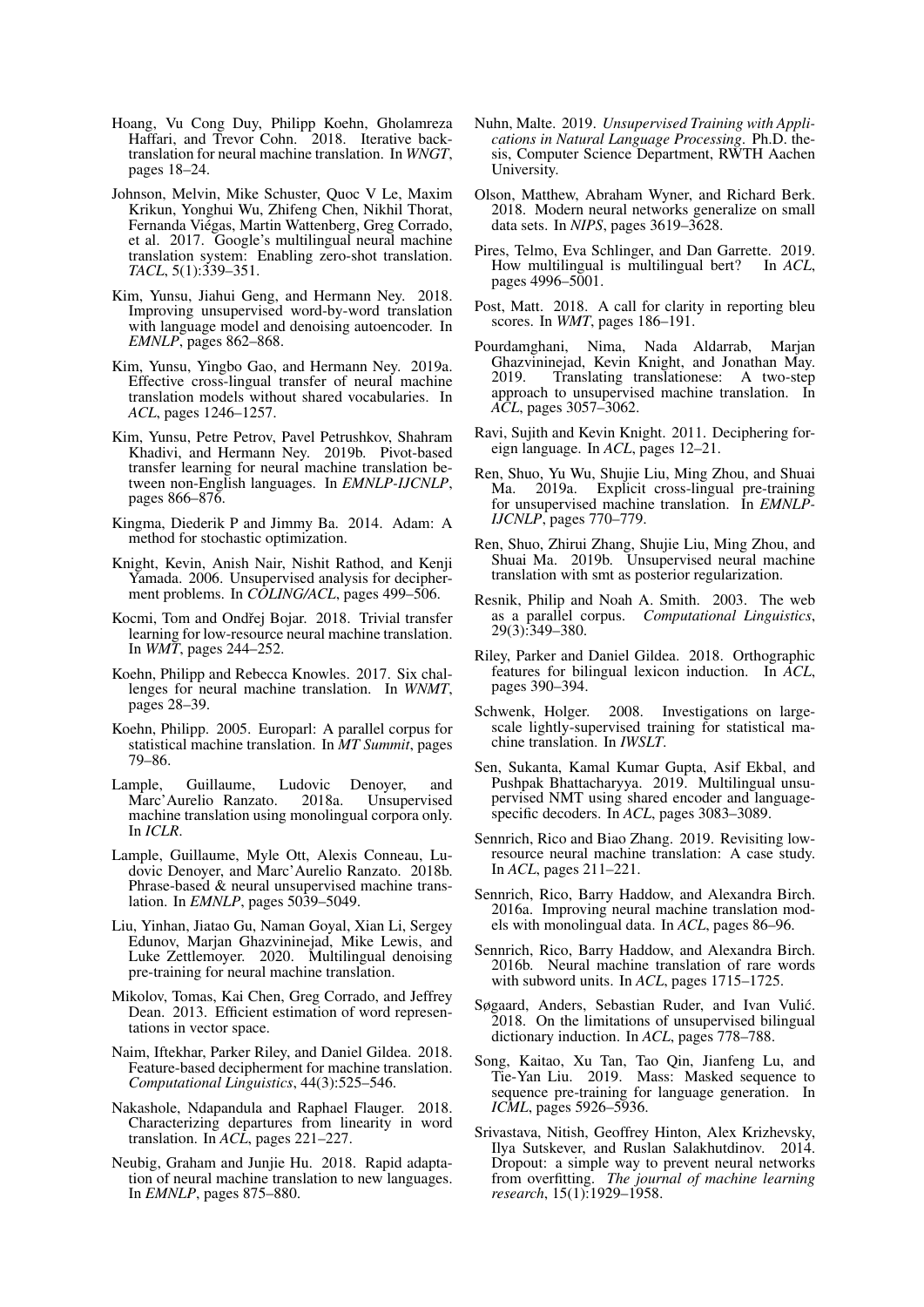Hoang, Vu Cong Duy, Philipp Koehn, Gholamreza Haffari, and Trevor Cohn. 2018. Iterative back-translation for neural machine translation. In *WNGT*, pages 18–24.

Johnson, Melvin, Mike Schuster, Quoc V Le, Maxim Krikun, Yonghui Wu, Zhifeng Chen, Nikhil Thorat, Fernanda Viégas, Martin Wattenberg, Greg Corrado, et al. 2017. Google's multilingual neural machine translation system: Enabling zero-shot translation. *TACL*, 5(1):339–351.

Kim, Yunsu, Jiahui Geng, and Hermann Ney. 2018. Improving unsupervised word-by-word translation with language model and denoising autoencoder. In *EMNLP*, pages 862–868.

Kim, Yunsu, Yingbo Gao, and Hermann Ney. 2019a. Effective cross-lingual transfer of neural machine translation models without shared vocabularies. In *ACL*, pages 1246–1257.

Kim, Yunsu, Petre Petrov, Pavel Petrushkov, Shahram Khadivi, and Hermann Ney. 2019b. Pivot-based transfer learning for neural machine translation between non-English languages. In *EMNLP-IJCNLP*, pages 866–876.

Kingma, Diederik P and Jimmy Ba. 2014. Adam: A method for stochastic optimization.

Knight, Kevin, Anish Nair, Nishit Rathod, and Kenji Yamada. 2006. Unsupervised analysis for decipherment problems. In *COLING/ACL*, pages 499–506.

Kocmi, Tom and Ondřej Bojar. 2018. Trivial transfer learning for low-resource neural machine translation. In *WMT*, pages 244–252.

Koehn, Philipp and Rebecca Knowles. 2017. Six challenges for neural machine translation. In *WNMT*, pages 28–39.

Koehn, Philipp. 2005. Europarl: A parallel corpus for statistical machine translation. In *MT Summit*, pages 79–86.

Lample, Guillaume, Ludovic Denoyer, and Marc'Aurelio Ranzato. 2018a. Unsupervised machine translation using monolingual corpora only. In *ICLR*.

Lample, Guillaume, Myle Ott, Alexis Conneau, Ludovic Denoyer, and Marc'Aurelio Ranzato. 2018b. Phrase-based & neural unsupervised machine translation. In *EMNLP*, pages 5039–5049.

Liu, Yinhan, Jiatao Gu, Naman Goyal, Xian Li, Sergey Edunov, Marjan Ghazvininejad, Mike Lewis, and Luke Zettlemoyer. 2020. Multilingual denoising pre-training for neural machine translation.

Mikolov, Tomas, Kai Chen, Greg Corrado, and Jeffrey Dean. 2013. Efficient estimation of word representations in vector space.

Naim, Iftekhar, Parker Riley, and Daniel Gildea. 2018. Feature-based decipherment for machine translation. *Computational Linguistics*, 44(3):525–546.

Nakashole, Ndapandula and Raphael Flauger. 2018. Characterizing departures from linearity in word translation. In *ACL*, pages 221–227.

Neubig, Graham and Junjie Hu. 2018. Rapid adaptation of neural machine translation to new languages. In *EMNLP*, pages 875–880.

Nuhn, Malte. 2019. *Unsupervised Training with Applications in Natural Language Processing*. Ph.D. thesis, Computer Science Department, RWTH Aachen University.

Olson, Matthew, Abraham Wyner, and Richard Berk. 2018. Modern neural networks generalize on small data sets. In *NIPS*, pages 3619–3628.

Pires, Telmo, Eva Schlinger, and Dan Garrette. 2019. How multilingual is multilingual bert? In *ACL*, pages 4996–5001.

Post, Matt. 2018. A call for clarity in reporting bleu scores. In *WMT*, pages 186–191.

Pourdamghani, Nima, Nada Aldarrab, Marjan Ghazvininejad, Kevin Knight, and Jonathan May. 2019. Translating translationese: A two-step approach to unsupervised machine translation. In *ACL*, pages 3057–3062.

Ravi, Sujith and Kevin Knight. 2011. Deciphering foreign language. In *ACL*, pages 12–21.

Ren, Shuo, Yu Wu, Shujie Liu, Ming Zhou, and Shuai Ma. 2019a. Explicit cross-lingual pre-training for unsupervised machine translation. In *EMNLP-IJCNLP*, pages 770–779.

Ren, Shuo, Zhirui Zhang, Shujie Liu, Ming Zhou, and Shuai Ma. 2019b. Unsupervised neural machine translation with smt as posterior regularization.

Resnik, Philip and Noah A. Smith. 2003. The web as a parallel corpus. *Computational Linguistics*, 29(3):349–380.

Riley, Parker and Daniel Gildea. 2018. Orthographic features for bilingual lexicon induction. In *ACL*, pages 390–394.

Schwenk, Holger. 2008. Investigations on large-scale lightly-supervised training for statistical machine translation. In *IWSLT*.

Sen, Sukanta, Kamal Kumar Gupta, Asif Ekbal, and Pushpak Bhattacharyya. 2019. Multilingual unsupervised NMT using shared encoder and language-specific decoders. In *ACL*, pages 3083–3089.

Sennrich, Rico and Biao Zhang. 2019. Revisiting low-resource neural machine translation: A case study. In *ACL*, pages 211–221.

Sennrich, Rico, Barry Haddow, and Alexandra Birch. 2016a. Improving neural machine translation models with monolingual data. In *ACL*, pages 86–96.

Sennrich, Rico, Barry Haddow, and Alexandra Birch. 2016b. Neural machine translation of rare words with subword units. In *ACL*, pages 1715–1725.

Søgaard, Anders, Sebastian Ruder, and Ivan Vulić. 2018. On the limitations of unsupervised bilingual dictionary induction. In *ACL*, pages 778–788.

Song, Kaitao, Xu Tan, Tao Qin, Jianfeng Lu, and Tie-Yan Liu. 2019. Mass: Masked sequence to sequence pre-training for language generation. In *ICML*, pages 5926–5936.

Srivastava, Nitish, Geoffrey Hinton, Alex Krizhevsky, Ilya Sutskever, and Ruslan Salakhutdinov. 2014. Dropout: a simple way to prevent neural networks from overfitting. *The journal of machine learning research*, 15(1):1929–1958.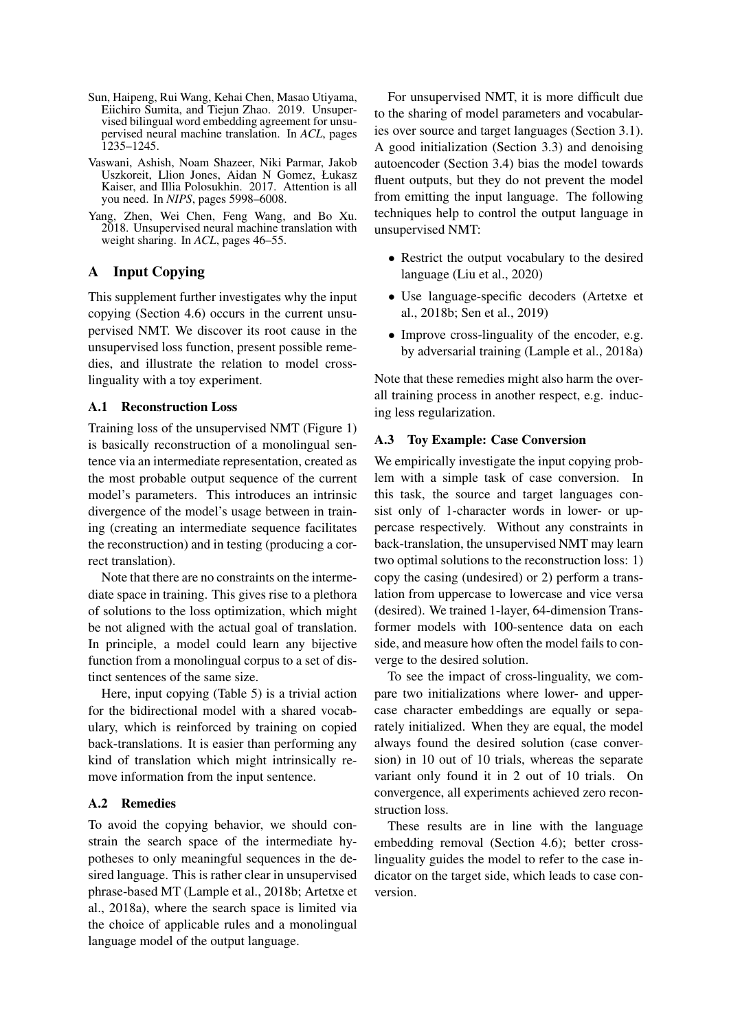Sun, Haipeng, Rui Wang, Kehai Chen, Masao Utiyama, Eiichiro Sumita, and Tiejun Zhao. 2019. Unsupervised bilingual word embedding agreement for unsupervised neural machine translation. In *ACL*, pages 1235–1245.

Vaswani, Ashish, Noam Shazeer, Niki Parmar, Jakob Uszkoreit, Llion Jones, Aidan N Gomez, Łukasz Kaiser, and Illia Polosukhin. 2017. Attention is all you need. In *NIPS*, pages 5998–6008.

Yang, Zhen, Wei Chen, Feng Wang, and Bo Xu. 2018. Unsupervised neural machine translation with weight sharing. In *ACL*, pages 46–55.

## A Input Copying

This supplement further investigates why the input copying (Section 4.6) occurs in the current unsupervised NMT. We discover its root cause in the unsupervised loss function, present possible remedies, and illustrate the relation to model cross-linguality with a toy experiment.

### A.1 Reconstruction Loss

Training loss of the unsupervised NMT (Figure 1) is basically reconstruction of a monolingual sentence via an intermediate representation, created as the most probable output sequence of the current model's parameters. This introduces an intrinsic divergence of the model's usage between in training (creating an intermediate sequence facilitates the reconstruction) and in testing (producing a correct translation).

Note that there are no constraints on the intermediate space in training. This gives rise to a plethora of solutions to the loss optimization, which might be not aligned with the actual goal of translation. In principle, a model could learn any bijective function from a monolingual corpus to a set of distinct sentences of the same size.

Here, input copying (Table 5) is a trivial action for the bidirectional model with a shared vocabulary, which is reinforced by training on copied back-translations. It is easier than performing any kind of translation which might intrinsically remove information from the input sentence.

### A.2 Remedies

To avoid the copying behavior, we should constrain the search space of the intermediate hypotheses to only meaningful sequences in the desired language. This is rather clear in unsupervised phrase-based MT (Lample et al., 2018b; Artetxe et al., 2018a), where the search space is limited via the choice of applicable rules and a monolingual language model of the output language.

For unsupervised NMT, it is more difficult due to the sharing of model parameters and vocabularies over source and target languages (Section 3.1). A good initialization (Section 3.3) and denoising autoencoder (Section 3.4) bias the model towards fluent outputs, but they do not prevent the model from emitting the input language. The following techniques help to control the output language in unsupervised NMT:

- Restrict the output vocabulary to the desired language (Liu et al., 2020)
- Use language-specific decoders (Artetxe et al., 2018b; Sen et al., 2019)
- Improve cross-linguality of the encoder, e.g. by adversarial training (Lample et al., 2018a)

Note that these remedies might also harm the overall training process in another respect, e.g. inducing less regularization.

### A.3 Toy Example: Case Conversion

We empirically investigate the input copying problem with a simple task of case conversion. In this task, the source and target languages consist only of 1-character words in lower- or uppercase respectively. Without any constraints in back-translation, the unsupervised NMT may learn two optimal solutions to the reconstruction loss: 1) copy the casing (undesired) or 2) perform a translation from uppercase to lowercase and vice versa (desired). We trained 1-layer, 64-dimension Transformer models with 100-sentence data on each side, and measure how often the model fails to converge to the desired solution.

To see the impact of cross-linguality, we compare two initializations where lower- and uppercase character embeddings are equally or separately initialized. When they are equal, the model always found the desired solution (case conversion) in 10 out of 10 trials, whereas the separate variant only found it in 2 out of 10 trials. On convergence, all experiments achieved zero reconstruction loss.

These results are in line with the language embedding removal (Section 4.6); better cross-linguality guides the model to refer to the case indicator on the target side, which leads to case conversion.